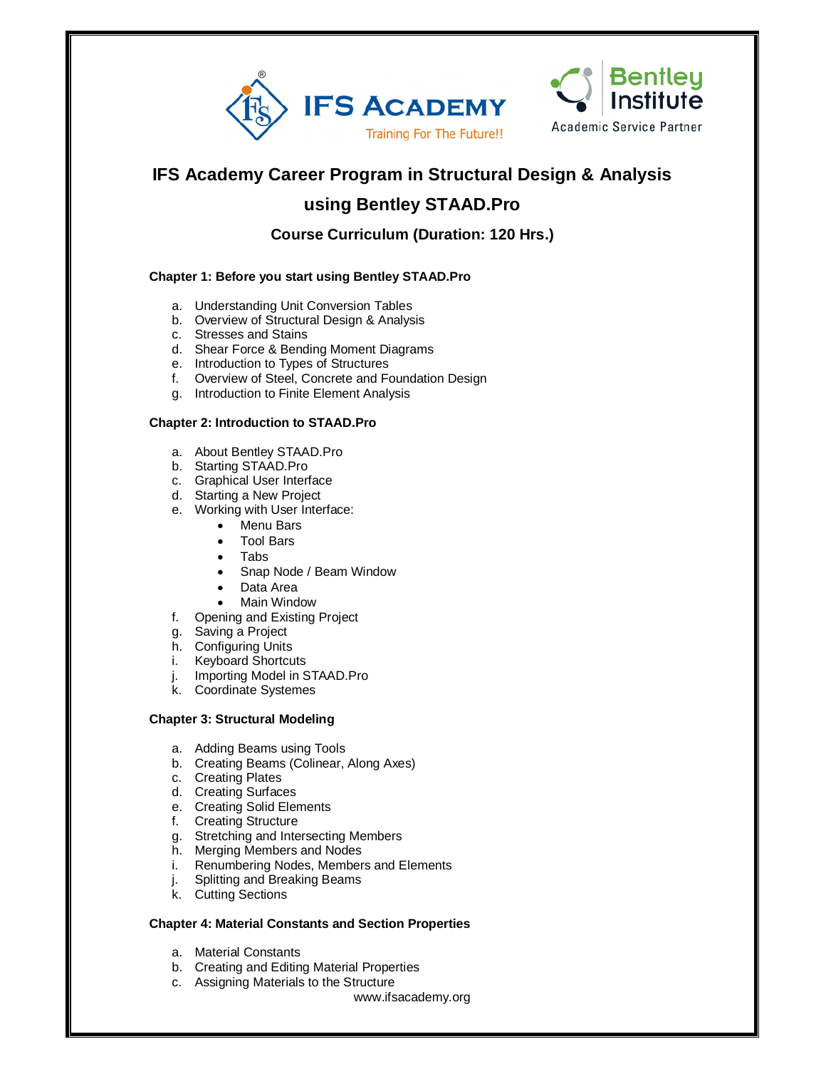IFS ACADEMY
Training For The Future!!

Bentley Institute
Academic Service Partner

# IFS Academy Career Program in Structural Design & Analysis using Bentley STAAD.Pro

## Course Curriculum (Duration: 120 Hrs.)

### Chapter 1: Before you start using Bentley STAAD.Pro

a. Understanding Unit Conversion Tables
b. Overview of Structural Design & Analysis
c. Stresses and Stains
d. Shear Force & Bending Moment Diagrams
e. Introduction to Types of Structures
f. Overview of Steel, Concrete and Foundation Design
g. Introduction to Finite Element Analysis

### Chapter 2: Introduction to STAAD.Pro

a. About Bentley STAAD.Pro
b. Starting STAAD.Pro
c. Graphical User Interface
d. Starting a New Project
e. Working with User Interface:
   - Menu Bars
   - Tool Bars
   - Tabs
   - Snap Node / Beam Window
   - Data Area
   - Main Window
f. Opening and Existing Project
g. Saving a Project
h. Configuring Units
i. Keyboard Shortcuts
j. Importing Model in STAAD.Pro
k. Coordinate Systemes

### Chapter 3: Structural Modeling

a. Adding Beams using Tools
b. Creating Beams (Colinear, Along Axes)
c. Creating Plates
d. Creating Surfaces
e. Creating Solid Elements
f. Creating Structure
g. Stretching and Intersecting Members
h. Merging Members and Nodes
i. Renumbering Nodes, Members and Elements
j. Splitting and Breaking Beams
k. Cutting Sections

### Chapter 4: Material Constants and Section Properties

a. Material Constants
b. Creating and Editing Material Properties
c. Assigning Materials to the Structure

www.ifsacademy.org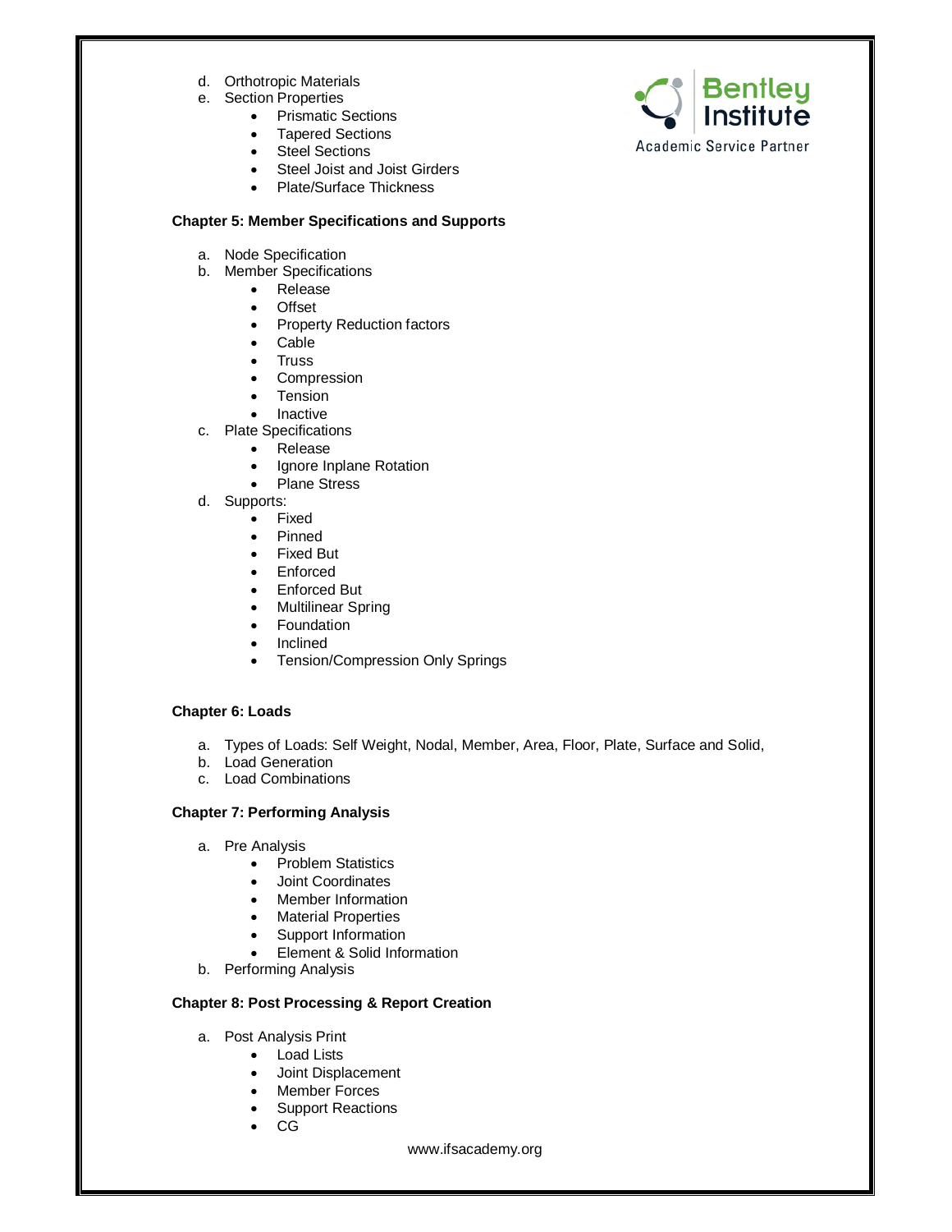d. Orthotropic Materials
e. Section Properties
    - Prismatic Sections
    - Tapered Sections
    - Steel Sections
    - Steel Joist and Joist Girders
    - Plate/Surface Thickness

**Chapter 5: Member Specifications and Supports**

a. Node Specification
b. Member Specifications
    - Release
    - Offset
    - Property Reduction factors
    - Cable
    - Truss
    - Compression
    - Tension
    - Inactive
c. Plate Specifications
    - Release
    - Ignore Inplane Rotation
    - Plane Stress
d. Supports:
    - Fixed
    - Pinned
    - Fixed But
    - Enforced
    - Enforced But
    - Multilinear Spring
    - Foundation
    - Inclined
    - Tension/Compression Only Springs

**Chapter 6: Loads**

a. Types of Loads: Self Weight, Nodal, Member, Area, Floor, Plate, Surface and Solid,
b. Load Generation
c. Load Combinations

**Chapter 7: Performing Analysis**

a. Pre Analysis
    - Problem Statistics
    - Joint Coordinates
    - Member Information
    - Material Properties
    - Support Information
    - Element & Solid Information
b. Performing Analysis

**Chapter 8: Post Processing & Report Creation**

a. Post Analysis Print
    - Load Lists
    - Joint Displacement
    - Member Forces
    - Support Reactions
    - CG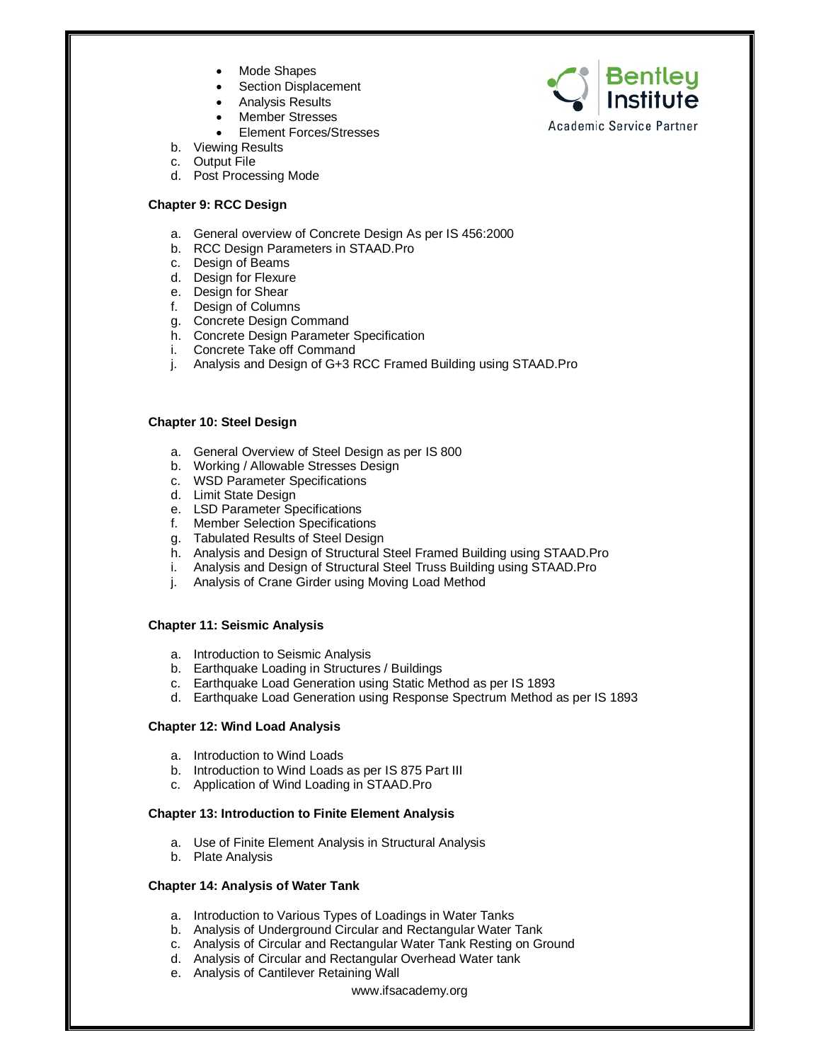- Mode Shapes
- Section Displacement
- Analysis Results
- Member Stresses
- Element Forces/Stresses

b. Viewing Results
c. Output File
d. Post Processing Mode

**Chapter 9: RCC Design**

a. General overview of Concrete Design As per IS 456:2000
b. RCC Design Parameters in STAAD.Pro
c. Design of Beams
d. Design for Flexure
e. Design for Shear
f. Design of Columns
g. Concrete Design Command
h. Concrete Design Parameter Specification
i. Concrete Take off Command
j. Analysis and Design of G+3 RCC Framed Building using STAAD.Pro

**Chapter 10: Steel Design**

a. General Overview of Steel Design as per IS 800
b. Working / Allowable Stresses Design
c. WSD Parameter Specifications
d. Limit State Design
e. LSD Parameter Specifications
f. Member Selection Specifications
g. Tabulated Results of Steel Design
h. Analysis and Design of Structural Steel Framed Building using STAAD.Pro
i. Analysis and Design of Structural Steel Truss Building using STAAD.Pro
j. Analysis of Crane Girder using Moving Load Method

**Chapter 11: Seismic Analysis**

a. Introduction to Seismic Analysis
b. Earthquake Loading in Structures / Buildings
c. Earthquake Load Generation using Static Method as per IS 1893
d. Earthquake Load Generation using Response Spectrum Method as per IS 1893

**Chapter 12: Wind Load Analysis**

a. Introduction to Wind Loads
b. Introduction to Wind Loads as per IS 875 Part III
c. Application of Wind Loading in STAAD.Pro

**Chapter 13: Introduction to Finite Element Analysis**

a. Use of Finite Element Analysis in Structural Analysis
b. Plate Analysis

**Chapter 14: Analysis of Water Tank**

a. Introduction to Various Types of Loadings in Water Tanks
b. Analysis of Underground Circular and Rectangular Water Tank
c. Analysis of Circular and Rectangular Water Tank Resting on Ground
d. Analysis of Circular and Rectangular Overhead Water tank
e. Analysis of Cantilever Retaining Wall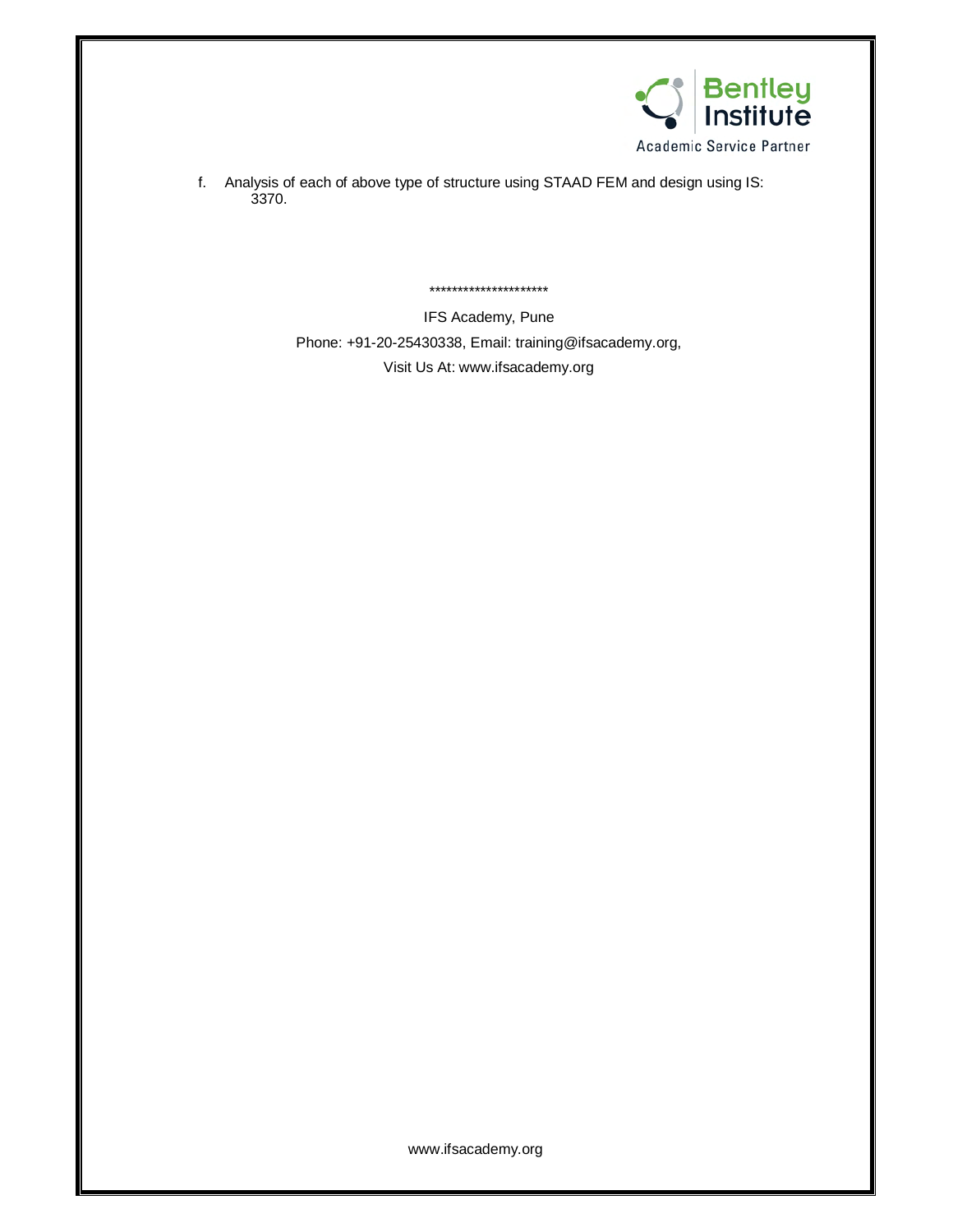f. Analysis of each of above type of structure using STAAD FEM and design using IS: 3370.

*********************

IFS Academy, Pune

Phone: +91-20-25430338, Email: training@ifsacademy.org,

Visit Us At: www.ifsacademy.org